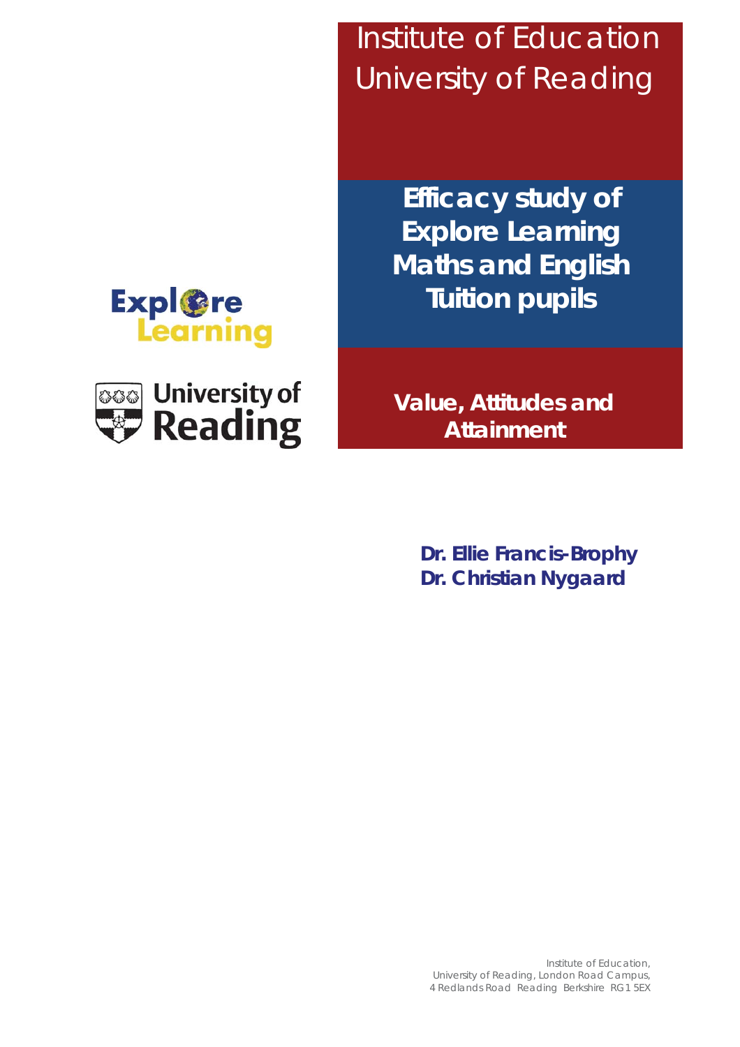Institute of Education
University of Reading

# Efficacy study of Explore Learning Maths and English Tuition pupils

## Value, Attitudes and Attainment

**Dr. Ellie Francis-Brophy**
**Dr. Christian Nygaard**

Institute of Education,
University of Reading, London Road Campus,
4 Redlands Road Reading Berkshire RG1 5EX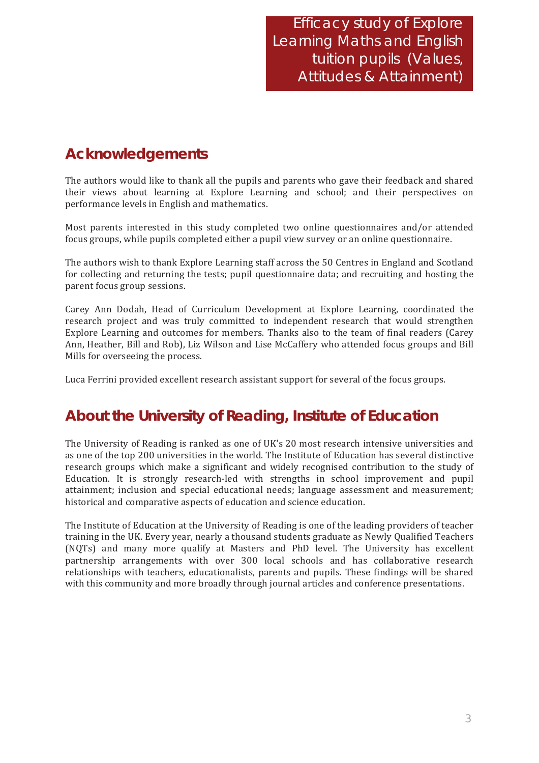## Acknowledgements

The authors would like to thank all the pupils and parents who gave their feedback and shared their views about learning at Explore Learning and school; and their perspectives on performance levels in English and mathematics.

Most parents interested in this study completed two online questionnaires and/or attended focus groups, while pupils completed either a pupil view survey or an online questionnaire.

The authors wish to thank Explore Learning staff across the 50 Centres in England and Scotland for collecting and returning the tests; pupil questionnaire data; and recruiting and hosting the parent focus group sessions.

Carey Ann Dodah, Head of Curriculum Development at Explore Learning, coordinated the research project and was truly committed to independent research that would strengthen Explore Learning and outcomes for members. Thanks also to the team of final readers (Carey Ann, Heather, Bill and Rob), Liz Wilson and Lise McCaffery who attended focus groups and Bill Mills for overseeing the process.

Luca Ferrini provided excellent research assistant support for several of the focus groups.

## About the University of Reading, Institute of Education

The University of Reading is ranked as one of UK's 20 most research intensive universities and as one of the top 200 universities in the world. The Institute of Education has several distinctive research groups which make a significant and widely recognised contribution to the study of Education. It is strongly research-led with strengths in school improvement and pupil attainment; inclusion and special educational needs; language assessment and measurement; historical and comparative aspects of education and science education.

The Institute of Education at the University of Reading is one of the leading providers of teacher training in the UK. Every year, nearly a thousand students graduate as Newly Qualified Teachers (NQTs) and many more qualify at Masters and PhD level. The University has excellent partnership arrangements with over 300 local schools and has collaborative research relationships with teachers, educationalists, parents and pupils. These findings will be shared with this community and more broadly through journal articles and conference presentations.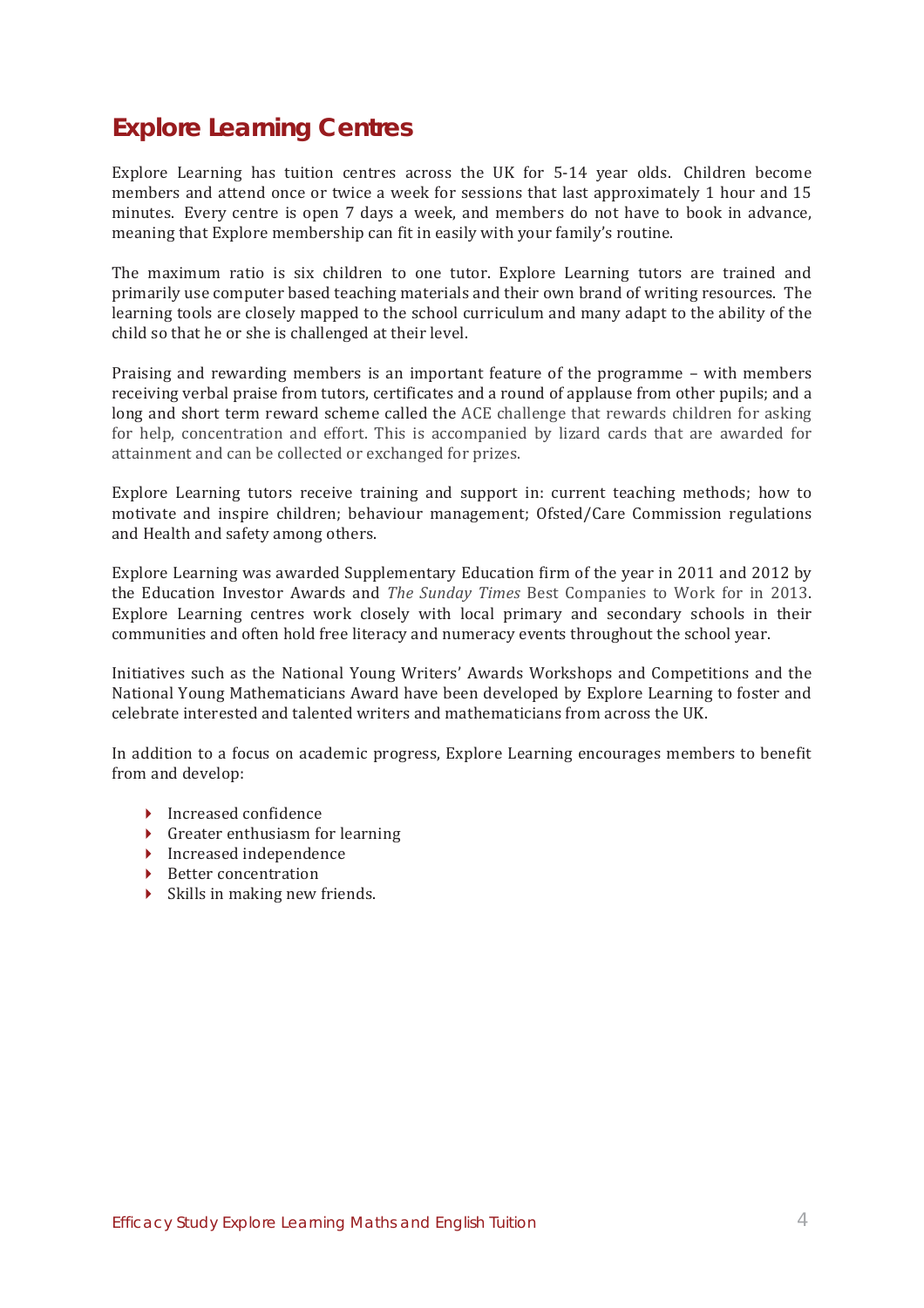# Explore Learning Centres

Explore Learning has tuition centres across the UK for 5-14 year olds. Children become members and attend once or twice a week for sessions that last approximately 1 hour and 15 minutes. Every centre is open 7 days a week, and members do not have to book in advance, meaning that Explore membership can fit in easily with your family's routine.

The maximum ratio is six children to one tutor. Explore Learning tutors are trained and primarily use computer based teaching materials and their own brand of writing resources. The learning tools are closely mapped to the school curriculum and many adapt to the ability of the child so that he or she is challenged at their level.

Praising and rewarding members is an important feature of the programme – with members receiving verbal praise from tutors, certificates and a round of applause from other pupils; and a long and short term reward scheme called the ACE challenge that rewards children for asking for help, concentration and effort. This is accompanied by lizard cards that are awarded for attainment and can be collected or exchanged for prizes.

Explore Learning tutors receive training and support in: current teaching methods; how to motivate and inspire children; behaviour management; Ofsted/Care Commission regulations and Health and safety among others.

Explore Learning was awarded Supplementary Education firm of the year in 2011 and 2012 by the Education Investor Awards and *The Sunday Times* Best Companies to Work for in 2013. Explore Learning centres work closely with local primary and secondary schools in their communities and often hold free literacy and numeracy events throughout the school year.

Initiatives such as the National Young Writers' Awards Workshops and Competitions and the National Young Mathematicians Award have been developed by Explore Learning to foster and celebrate interested and talented writers and mathematicians from across the UK.

In addition to a focus on academic progress, Explore Learning encourages members to benefit from and develop:

- Increased confidence
- Greater enthusiasm for learning
- Increased independence
- Better concentration
- Skills in making new friends.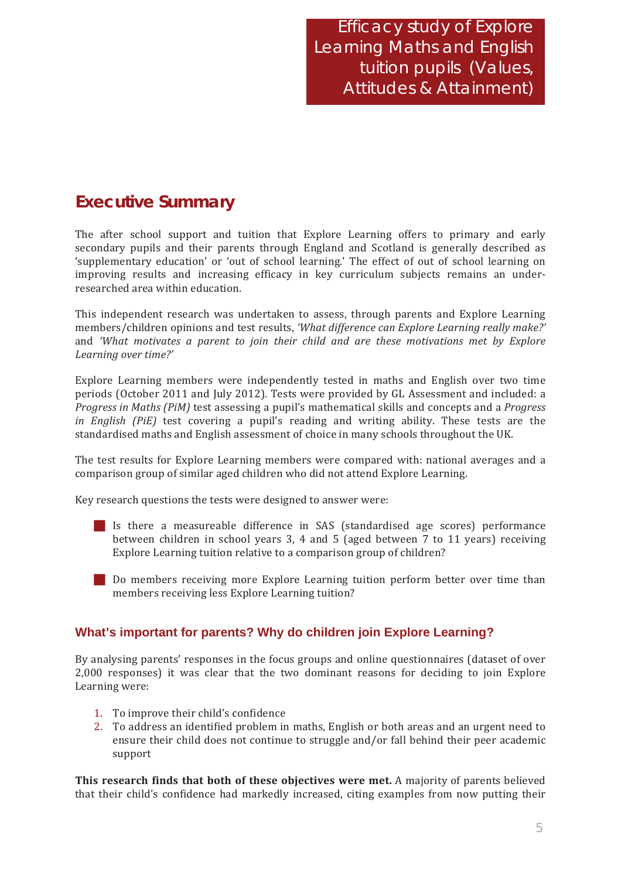# Executive Summary

The after school support and tuition that Explore Learning offers to primary and early secondary pupils and their parents through England and Scotland is generally described as 'supplementary education' or 'out of school learning.' The effect of out of school learning on improving results and increasing efficacy in key curriculum subjects remains an under-researched area within education.

This independent research was undertaken to assess, through parents and Explore Learning members/children opinions and test results, *'What difference can Explore Learning really make?'* and *'What motivates a parent to join their child and are these motivations met by Explore Learning over time?'*

Explore Learning members were independently tested in maths and English over two time periods (October 2011 and July 2012). Tests were provided by GL Assessment and included: a *Progress in Maths (PiM)* test assessing a pupil's mathematical skills and concepts and a *Progress in English (PiE)* test covering a pupil's reading and writing ability. These tests are the standardised maths and English assessment of choice in many schools throughout the UK.

The test results for Explore Learning members were compared with: national averages and a comparison group of similar aged children who did not attend Explore Learning.

Key research questions the tests were designed to answer were:

- Is there a measureable difference in SAS (standardised age scores) performance between children in school years 3, 4 and 5 (aged between 7 to 11 years) receiving Explore Learning tuition relative to a comparison group of children?
- Do members receiving more Explore Learning tuition perform better over time than members receiving less Explore Learning tuition?

### What's important for parents? Why do children join Explore Learning?

By analysing parents' responses in the focus groups and online questionnaires (dataset of over 2,000 responses) it was clear that the two dominant reasons for deciding to join Explore Learning were:

1. To improve their child's confidence
2. To address an identified problem in maths, English or both areas and an urgent need to ensure their child does not continue to struggle and/or fall behind their peer academic support

**This research finds that both of these objectives were met.** A majority of parents believed that their child's confidence had markedly increased, citing examples from now putting their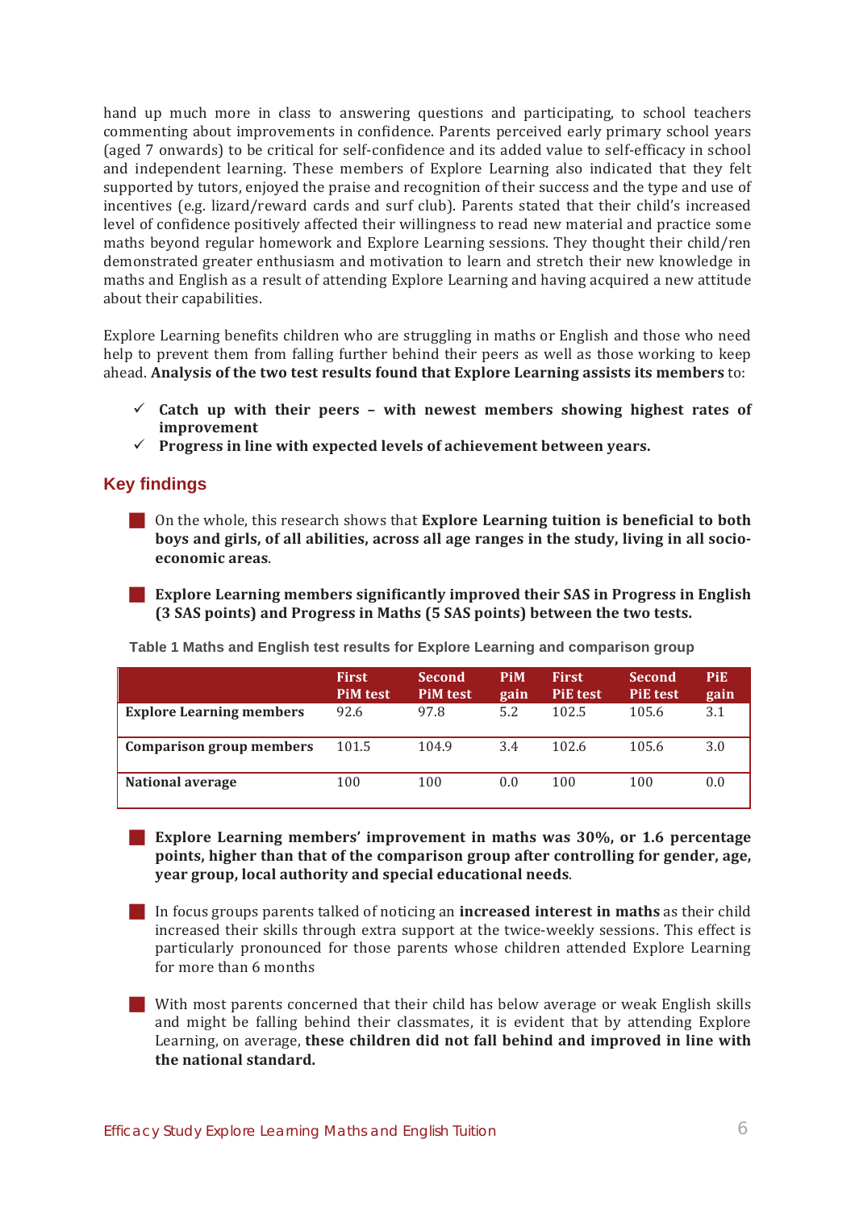hand up much more in class to answering questions and participating, to school teachers commenting about improvements in confidence. Parents perceived early primary school years (aged 7 onwards) to be critical for self-confidence and its added value to self-efficacy in school and independent learning. These members of Explore Learning also indicated that they felt supported by tutors, enjoyed the praise and recognition of their success and the type and use of incentives (e.g. lizard/reward cards and surf club). Parents stated that their child's increased level of confidence positively affected their willingness to read new material and practice some maths beyond regular homework and Explore Learning sessions. They thought their child/ren demonstrated greater enthusiasm and motivation to learn and stretch their new knowledge in maths and English as a result of attending Explore Learning and having acquired a new attitude about their capabilities.

Explore Learning benefits children who are struggling in maths or English and those who need help to prevent them from falling further behind their peers as well as those working to keep ahead. **Analysis of the two test results found that Explore Learning assists its members** to:

- ✓ **Catch up with their peers – with newest members showing highest rates of improvement**
- ✓ **Progress in line with expected levels of achievement between years.**

## Key findings

- On the whole, this research shows that **Explore Learning tuition is beneficial to both boys and girls, of all abilities, across all age ranges in the study, living in all socio-economic areas**.

- **Explore Learning members significantly improved their SAS in Progress in English (3 SAS points) and Progress in Maths (5 SAS points) between the two tests.**

Table 1 Maths and English test results for Explore Learning and comparison group

| | First PiM test | Second PiM test | PiM gain | First PiE test | Second PiE test | PiE gain |
|---|---|---|---|---|---|---|
| **Explore Learning members** | 92.6 | 97.8 | 5.2 | 102.5 | 105.6 | 3.1 |
| **Comparison group members** | 101.5 | 104.9 | 3.4 | 102.6 | 105.6 | 3.0 |
| **National average** | 100 | 100 | 0.0 | 100 | 100 | 0.0 |

- **Explore Learning members' improvement in maths was 30%, or 1.6 percentage points, higher than that of the comparison group after controlling for gender, age, year group, local authority and special educational needs**.

- In focus groups parents talked of noticing an **increased interest in maths** as their child increased their skills through extra support at the twice-weekly sessions. This effect is particularly pronounced for those parents whose children attended Explore Learning for more than 6 months

- With most parents concerned that their child has below average or weak English skills and might be falling behind their classmates, it is evident that by attending Explore Learning, on average, **these children did not fall behind and improved in line with the national standard.**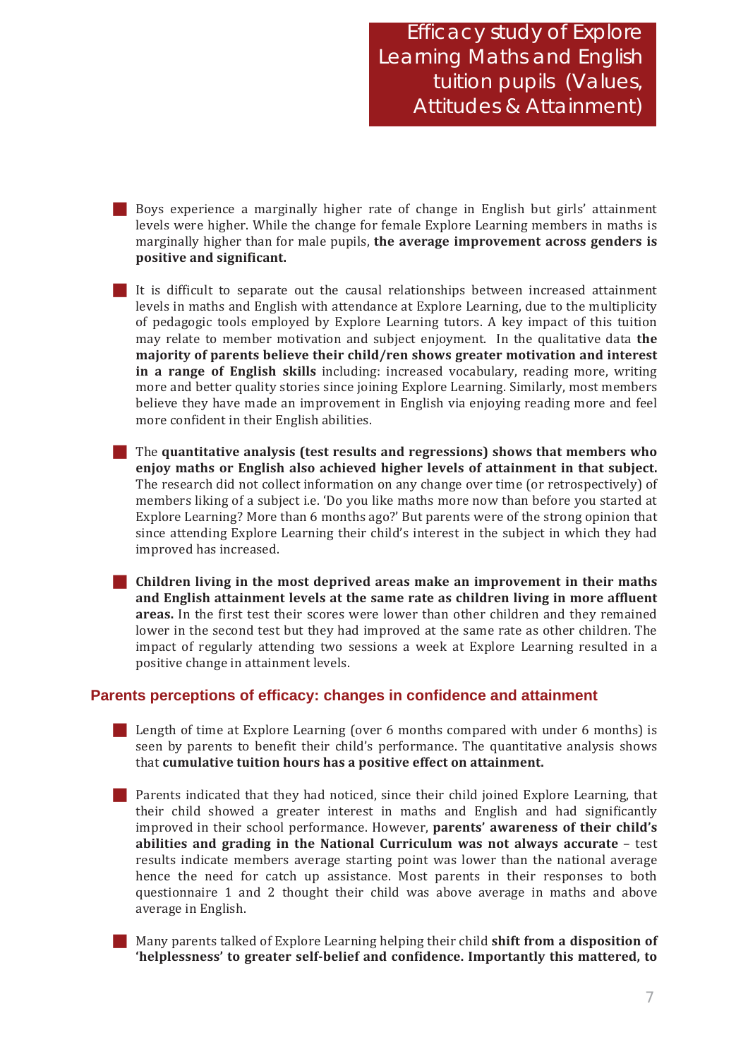- Boys experience a marginally higher rate of change in English but girls' attainment levels were higher. While the change for female Explore Learning members in maths is marginally higher than for male pupils, **the average improvement across genders is positive and significant.**

- It is difficult to separate out the causal relationships between increased attainment levels in maths and English with attendance at Explore Learning, due to the multiplicity of pedagogic tools employed by Explore Learning tutors. A key impact of this tuition may relate to member motivation and subject enjoyment. In the qualitative data **the majority of parents believe their child/ren shows greater motivation and interest in a range of English skills** including: increased vocabulary, reading more, writing more and better quality stories since joining Explore Learning. Similarly, most members believe they have made an improvement in English via enjoying reading more and feel more confident in their English abilities.

- The **quantitative analysis (test results and regressions) shows that members who enjoy maths or English also achieved higher levels of attainment in that subject.** The research did not collect information on any change over time (or retrospectively) of members liking of a subject i.e. 'Do you like maths more now than before you started at Explore Learning? More than 6 months ago?' But parents were of the strong opinion that since attending Explore Learning their child's interest in the subject in which they had improved has increased.

- **Children living in the most deprived areas make an improvement in their maths and English attainment levels at the same rate as children living in more affluent areas.** In the first test their scores were lower than other children and they remained lower in the second test but they had improved at the same rate as other children. The impact of regularly attending two sessions a week at Explore Learning resulted in a positive change in attainment levels.

## Parents perceptions of efficacy: changes in confidence and attainment

- Length of time at Explore Learning (over 6 months compared with under 6 months) is seen by parents to benefit their child's performance. The quantitative analysis shows that **cumulative tuition hours has a positive effect on attainment.**

- Parents indicated that they had noticed, since their child joined Explore Learning, that their child showed a greater interest in maths and English and had significantly improved in their school performance. However, **parents' awareness of their child's abilities and grading in the National Curriculum was not always accurate** – test results indicate members average starting point was lower than the national average hence the need for catch up assistance. Most parents in their responses to both questionnaire 1 and 2 thought their child was above average in maths and above average in English.

- Many parents talked of Explore Learning helping their child **shift from a disposition of 'helplessness' to greater self-belief and confidence. Importantly this mattered, to**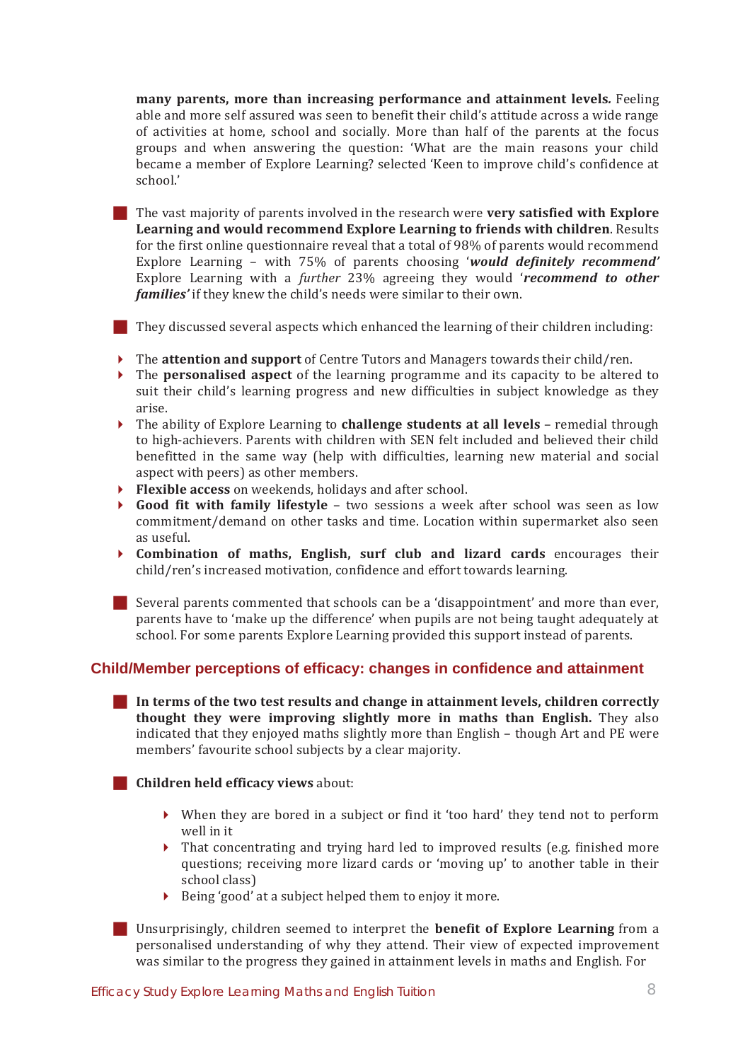**many parents, more than increasing performance and attainment levels.** Feeling able and more self assured was seen to benefit their child's attitude across a wide range of activities at home, school and socially. More than half of the parents at the focus groups and when answering the question: 'What are the main reasons your child became a member of Explore Learning? selected 'Keen to improve child's confidence at school.'

- The vast majority of parents involved in the research were **very satisfied with Explore Learning and would recommend Explore Learning to friends with children**. Results for the first online questionnaire reveal that a total of 98% of parents would recommend Explore Learning – with 75% of parents choosing '***would definitely recommend'*** Explore Learning with a *further* 23% agreeing they would '***recommend to other families'*** if they knew the child's needs were similar to their own.

- They discussed several aspects which enhanced the learning of their children including:

  - The **attention and support** of Centre Tutors and Managers towards their child/ren.
  - The **personalised aspect** of the learning programme and its capacity to be altered to suit their child's learning progress and new difficulties in subject knowledge as they arise.
  - The ability of Explore Learning to **challenge students at all levels** – remedial through to high-achievers. Parents with children with SEN felt included and believed their child benefitted in the same way (help with difficulties, learning new material and social aspect with peers) as other members.
  - **Flexible access** on weekends, holidays and after school.
  - **Good fit with family lifestyle** – two sessions a week after school was seen as low commitment/demand on other tasks and time. Location within supermarket also seen as useful.
  - **Combination of maths, English, surf club and lizard cards** encourages their child/ren's increased motivation, confidence and effort towards learning.

- Several parents commented that schools can be a 'disappointment' and more than ever, parents have to 'make up the difference' when pupils are not being taught adequately at school. For some parents Explore Learning provided this support instead of parents.

## Child/Member perceptions of efficacy: changes in confidence and attainment

- **In terms of the two test results and change in attainment levels, children correctly thought they were improving slightly more in maths than English.** They also indicated that they enjoyed maths slightly more than English – though Art and PE were members' favourite school subjects by a clear majority.

- **Children held efficacy views** about:

  - When they are bored in a subject or find it 'too hard' they tend not to perform well in it
  - That concentrating and trying hard led to improved results (e.g. finished more questions; receiving more lizard cards or 'moving up' to another table in their school class)
  - Being 'good' at a subject helped them to enjoy it more.

- Unsurprisingly, children seemed to interpret the **benefit of Explore Learning** from a personalised understanding of why they attend. Their view of expected improvement was similar to the progress they gained in attainment levels in maths and English. For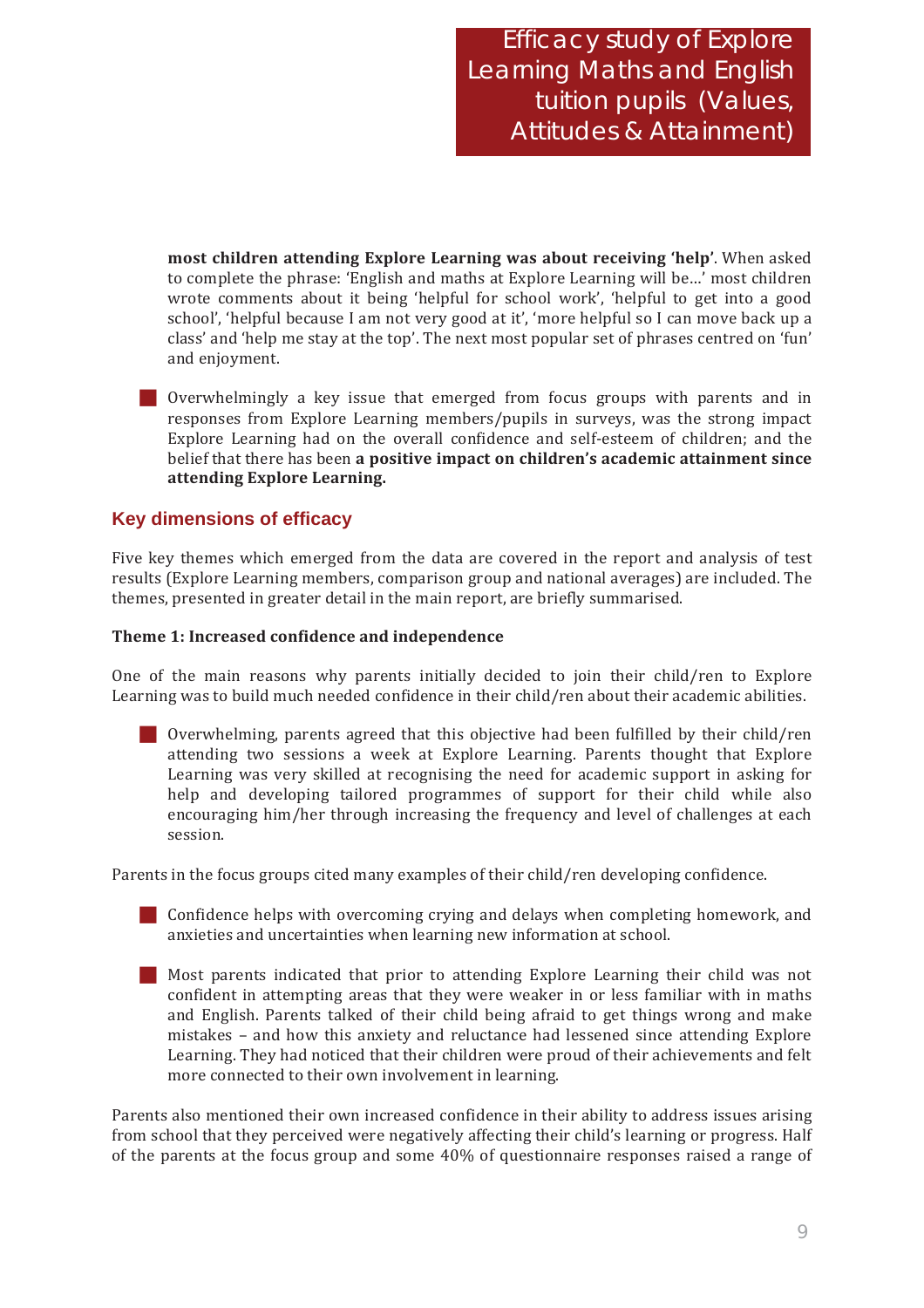most children attending Explore Learning was about receiving 'help'. When asked to complete the phrase: 'English and maths at Explore Learning will be…' most children wrote comments about it being 'helpful for school work', 'helpful to get into a good school', 'helpful because I am not very good at it', 'more helpful so I can move back up a class' and 'help me stay at the top'. The next most popular set of phrases centred on 'fun' and enjoyment.

- Overwhelmingly a key issue that emerged from focus groups with parents and in responses from Explore Learning members/pupils in surveys, was the strong impact Explore Learning had on the overall confidence and self-esteem of children; and the belief that there has been **a positive impact on children's academic attainment since attending Explore Learning.**

## Key dimensions of efficacy

Five key themes which emerged from the data are covered in the report and analysis of test results (Explore Learning members, comparison group and national averages) are included. The themes, presented in greater detail in the main report, are briefly summarised.

**Theme 1: Increased confidence and independence**

One of the main reasons why parents initially decided to join their child/ren to Explore Learning was to build much needed confidence in their child/ren about their academic abilities.

- Overwhelming, parents agreed that this objective had been fulfilled by their child/ren attending two sessions a week at Explore Learning. Parents thought that Explore Learning was very skilled at recognising the need for academic support in asking for help and developing tailored programmes of support for their child while also encouraging him/her through increasing the frequency and level of challenges at each session.

Parents in the focus groups cited many examples of their child/ren developing confidence.

- Confidence helps with overcoming crying and delays when completing homework, and anxieties and uncertainties when learning new information at school.

- Most parents indicated that prior to attending Explore Learning their child was not confident in attempting areas that they were weaker in or less familiar with in maths and English. Parents talked of their child being afraid to get things wrong and make mistakes – and how this anxiety and reluctance had lessened since attending Explore Learning. They had noticed that their children were proud of their achievements and felt more connected to their own involvement in learning.

Parents also mentioned their own increased confidence in their ability to address issues arising from school that they perceived were negatively affecting their child's learning or progress. Half of the parents at the focus group and some 40% of questionnaire responses raised a range of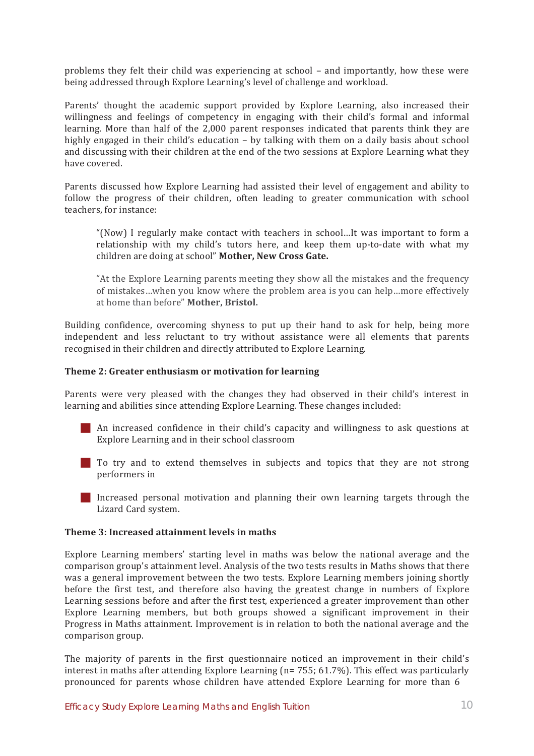problems they felt their child was experiencing at school – and importantly, how these were being addressed through Explore Learning's level of challenge and workload.

Parents' thought the academic support provided by Explore Learning, also increased their willingness and feelings of competency in engaging with their child's formal and informal learning. More than half of the 2,000 parent responses indicated that parents think they are highly engaged in their child's education – by talking with them on a daily basis about school and discussing with their children at the end of the two sessions at Explore Learning what they have covered.

Parents discussed how Explore Learning had assisted their level of engagement and ability to follow the progress of their children, often leading to greater communication with school teachers, for instance:

> "(Now) I regularly make contact with teachers in school…It was important to form a relationship with my child's tutors here, and keep them up-to-date with what my children are doing at school" **Mother, New Cross Gate.**

> "At the Explore Learning parents meeting they show all the mistakes and the frequency of mistakes…when you know where the problem area is you can help…more effectively at home than before" **Mother, Bristol.**

Building confidence, overcoming shyness to put up their hand to ask for help, being more independent and less reluctant to try without assistance were all elements that parents recognised in their children and directly attributed to Explore Learning.

**Theme 2: Greater enthusiasm or motivation for learning**

Parents were very pleased with the changes they had observed in their child's interest in learning and abilities since attending Explore Learning. These changes included:

- An increased confidence in their child's capacity and willingness to ask questions at Explore Learning and in their school classroom
- To try and to extend themselves in subjects and topics that they are not strong performers in
- Increased personal motivation and planning their own learning targets through the Lizard Card system.

**Theme 3: Increased attainment levels in maths**

Explore Learning members' starting level in maths was below the national average and the comparison group's attainment level. Analysis of the two tests results in Maths shows that there was a general improvement between the two tests. Explore Learning members joining shortly before the first test, and therefore also having the greatest change in numbers of Explore Learning sessions before and after the first test, experienced a greater improvement than other Explore Learning members, but both groups showed a significant improvement in their Progress in Maths attainment. Improvement is in relation to both the national average and the comparison group.

The majority of parents in the first questionnaire noticed an improvement in their child's interest in maths after attending Explore Learning (n= 755; 61.7%). This effect was particularly pronounced for parents whose children have attended Explore Learning for more than 6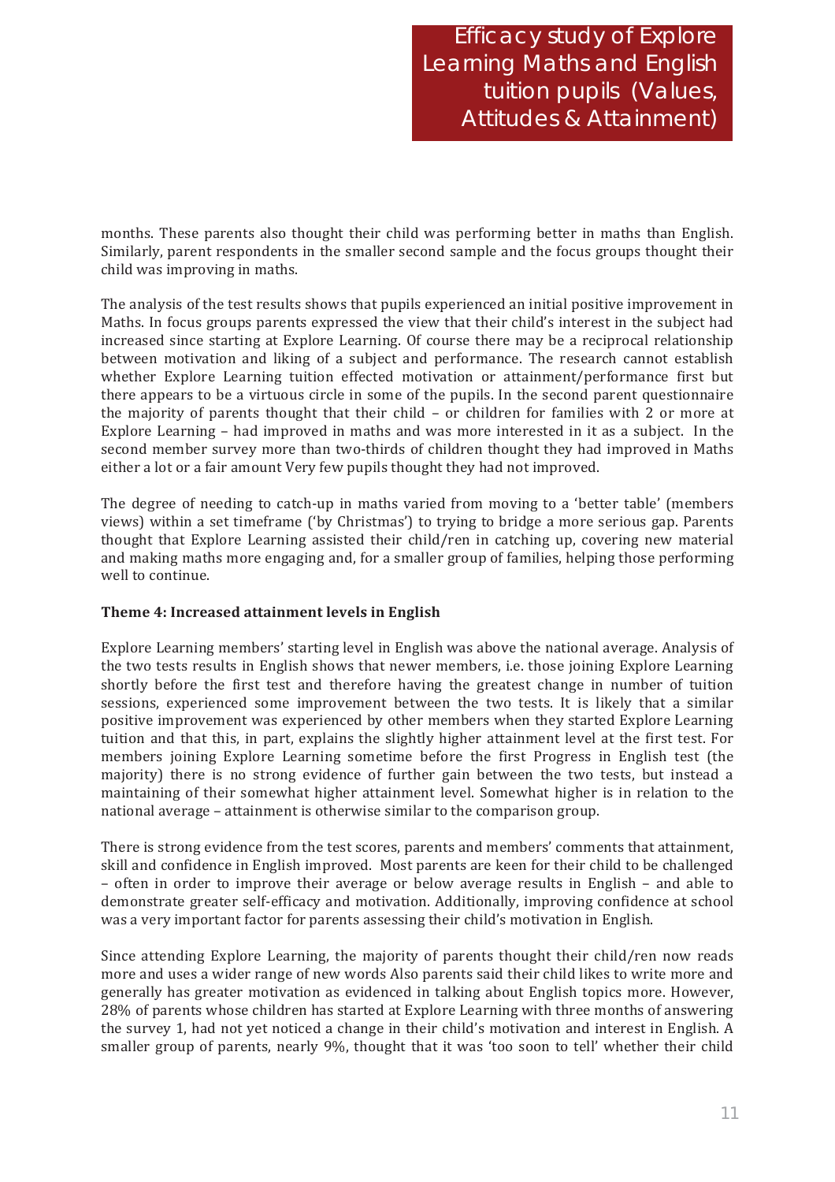months. These parents also thought their child was performing better in maths than English. Similarly, parent respondents in the smaller second sample and the focus groups thought their child was improving in maths.

The analysis of the test results shows that pupils experienced an initial positive improvement in Maths. In focus groups parents expressed the view that their child's interest in the subject had increased since starting at Explore Learning. Of course there may be a reciprocal relationship between motivation and liking of a subject and performance. The research cannot establish whether Explore Learning tuition effected motivation or attainment/performance first but there appears to be a virtuous circle in some of the pupils. In the second parent questionnaire the majority of parents thought that their child – or children for families with 2 or more at Explore Learning – had improved in maths and was more interested in it as a subject. In the second member survey more than two-thirds of children thought they had improved in Maths either a lot or a fair amount Very few pupils thought they had not improved.

The degree of needing to catch-up in maths varied from moving to a 'better table' (members views) within a set timeframe ('by Christmas') to trying to bridge a more serious gap. Parents thought that Explore Learning assisted their child/ren in catching up, covering new material and making maths more engaging and, for a smaller group of families, helping those performing well to continue.

**Theme 4: Increased attainment levels in English**

Explore Learning members' starting level in English was above the national average. Analysis of the two tests results in English shows that newer members, i.e. those joining Explore Learning shortly before the first test and therefore having the greatest change in number of tuition sessions, experienced some improvement between the two tests. It is likely that a similar positive improvement was experienced by other members when they started Explore Learning tuition and that this, in part, explains the slightly higher attainment level at the first test. For members joining Explore Learning sometime before the first Progress in English test (the majority) there is no strong evidence of further gain between the two tests, but instead a maintaining of their somewhat higher attainment level. Somewhat higher is in relation to the national average – attainment is otherwise similar to the comparison group.

There is strong evidence from the test scores, parents and members' comments that attainment, skill and confidence in English improved. Most parents are keen for their child to be challenged – often in order to improve their average or below average results in English – and able to demonstrate greater self-efficacy and motivation. Additionally, improving confidence at school was a very important factor for parents assessing their child's motivation in English.

Since attending Explore Learning, the majority of parents thought their child/ren now reads more and uses a wider range of new words Also parents said their child likes to write more and generally has greater motivation as evidenced in talking about English topics more. However, 28% of parents whose children has started at Explore Learning with three months of answering the survey 1, had not yet noticed a change in their child's motivation and interest in English. A smaller group of parents, nearly 9%, thought that it was 'too soon to tell' whether their child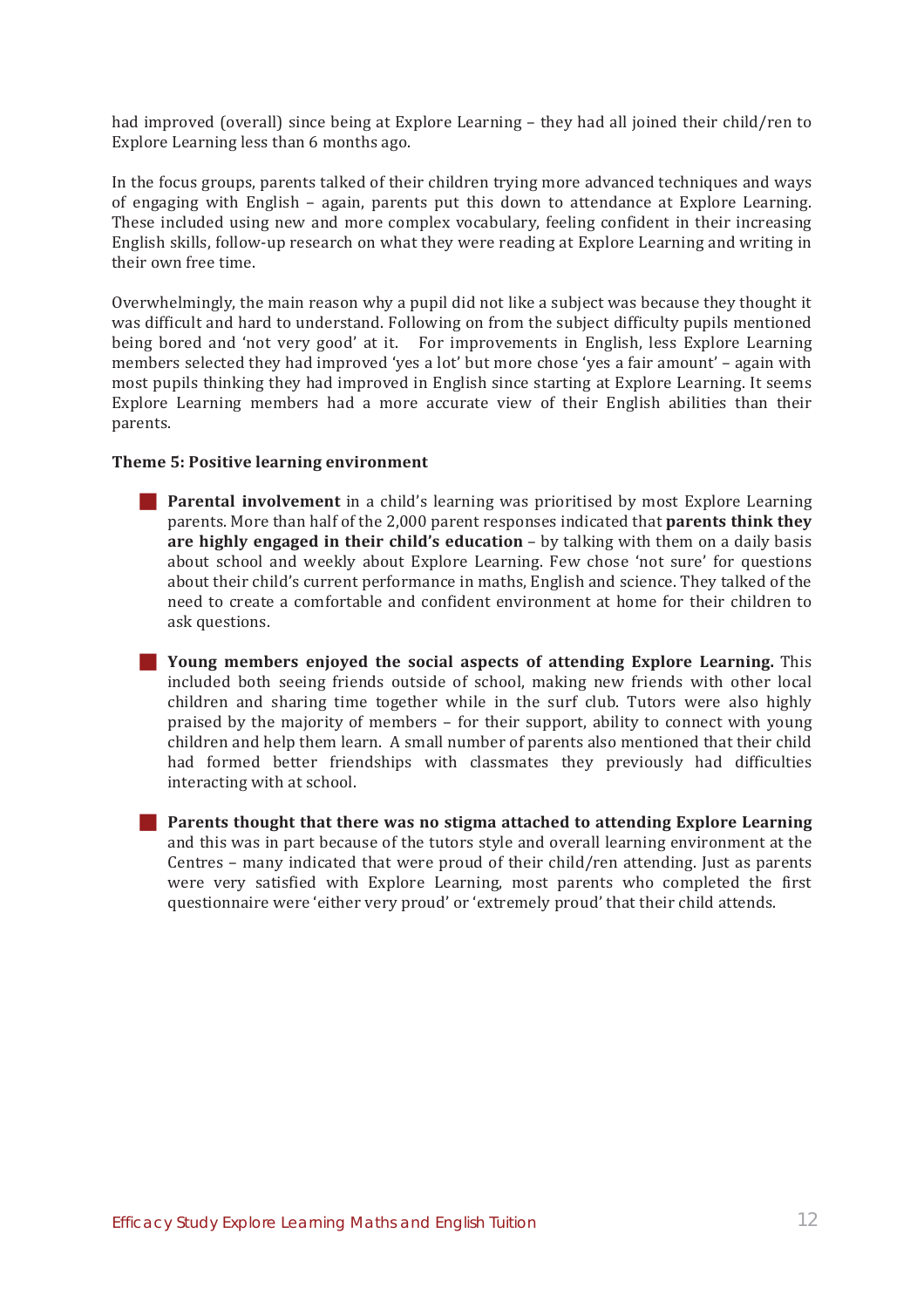had improved (overall) since being at Explore Learning – they had all joined their child/ren to Explore Learning less than 6 months ago.

In the focus groups, parents talked of their children trying more advanced techniques and ways of engaging with English – again, parents put this down to attendance at Explore Learning. These included using new and more complex vocabulary, feeling confident in their increasing English skills, follow-up research on what they were reading at Explore Learning and writing in their own free time.

Overwhelmingly, the main reason why a pupil did not like a subject was because they thought it was difficult and hard to understand. Following on from the subject difficulty pupils mentioned being bored and 'not very good' at it. For improvements in English, less Explore Learning members selected they had improved 'yes a lot' but more chose 'yes a fair amount' – again with most pupils thinking they had improved in English since starting at Explore Learning. It seems Explore Learning members had a more accurate view of their English abilities than their parents.

**Theme 5: Positive learning environment**

- **Parental involvement** in a child's learning was prioritised by most Explore Learning parents. More than half of the 2,000 parent responses indicated that **parents think they are highly engaged in their child's education** – by talking with them on a daily basis about school and weekly about Explore Learning. Few chose 'not sure' for questions about their child's current performance in maths, English and science. They talked of the need to create a comfortable and confident environment at home for their children to ask questions.

- **Young members enjoyed the social aspects of attending Explore Learning.** This included both seeing friends outside of school, making new friends with other local children and sharing time together while in the surf club. Tutors were also highly praised by the majority of members – for their support, ability to connect with young children and help them learn. A small number of parents also mentioned that their child had formed better friendships with classmates they previously had difficulties interacting with at school.

- **Parents thought that there was no stigma attached to attending Explore Learning** and this was in part because of the tutors style and overall learning environment at the Centres – many indicated that were proud of their child/ren attending. Just as parents were very satisfied with Explore Learning, most parents who completed the first questionnaire were 'either very proud' or 'extremely proud' that their child attends.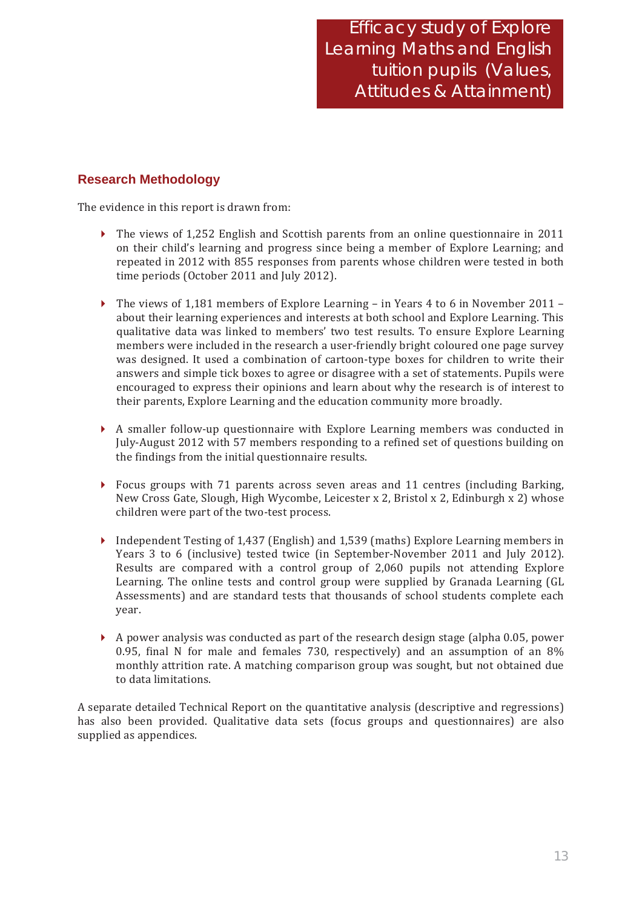## Research Methodology

The evidence in this report is drawn from:

- The views of 1,252 English and Scottish parents from an online questionnaire in 2011 on their child's learning and progress since being a member of Explore Learning; and repeated in 2012 with 855 responses from parents whose children were tested in both time periods (October 2011 and July 2012).

- The views of 1,181 members of Explore Learning – in Years 4 to 6 in November 2011 – about their learning experiences and interests at both school and Explore Learning. This qualitative data was linked to members' two test results. To ensure Explore Learning members were included in the research a user-friendly bright coloured one page survey was designed. It used a combination of cartoon-type boxes for children to write their answers and simple tick boxes to agree or disagree with a set of statements. Pupils were encouraged to express their opinions and learn about why the research is of interest to their parents, Explore Learning and the education community more broadly.

- A smaller follow-up questionnaire with Explore Learning members was conducted in July-August 2012 with 57 members responding to a refined set of questions building on the findings from the initial questionnaire results.

- Focus groups with 71 parents across seven areas and 11 centres (including Barking, New Cross Gate, Slough, High Wycombe, Leicester x 2, Bristol x 2, Edinburgh x 2) whose children were part of the two-test process.

- Independent Testing of 1,437 (English) and 1,539 (maths) Explore Learning members in Years 3 to 6 (inclusive) tested twice (in September-November 2011 and July 2012). Results are compared with a control group of 2,060 pupils not attending Explore Learning. The online tests and control group were supplied by Granada Learning (GL Assessments) and are standard tests that thousands of school students complete each year.

- A power analysis was conducted as part of the research design stage (alpha 0.05, power 0.95, final N for male and females 730, respectively) and an assumption of an 8% monthly attrition rate. A matching comparison group was sought, but not obtained due to data limitations.

A separate detailed Technical Report on the quantitative analysis (descriptive and regressions) has also been provided. Qualitative data sets (focus groups and questionnaires) are also supplied as appendices.